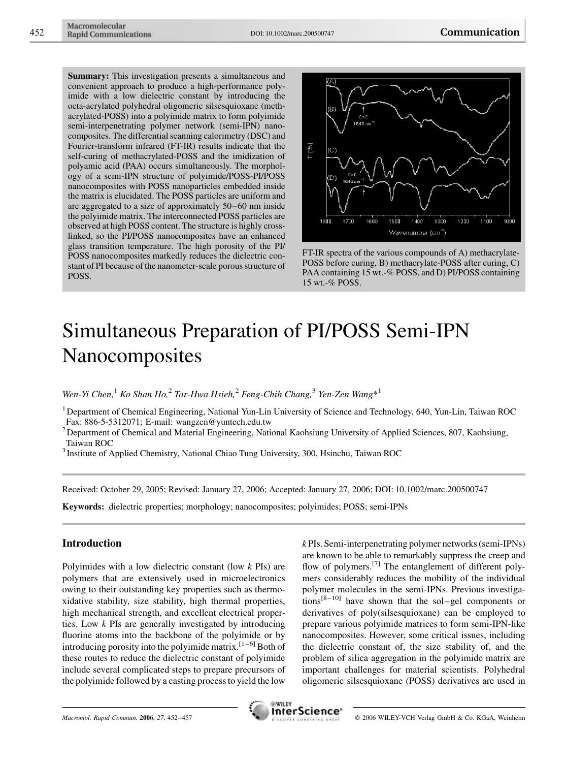**Summary:** This investigation presents a simultaneous and convenient approach to produce a high-performance polyimide with a low dielectric constant by introducing the octa-acrylated polyhedral oligomeric silsesquioxane (methacrylated-POSS) into a polyimide matrix to form polyimide semi-interpenetrating polymer network (semi-IPN) nanocomposites. The differential scanning calorimetry (DSC) and Fourier-transform infrared (FT-IR) results indicate that the self-curing of methacrylated-POSS and the imidization of polyamic acid (PAA) occurs simultaneously. The morphology of a semi-IPN structure of polyimide/POSS-PI/POSS nanocomposites with POSS nanoparticles embedded inside the matrix is elucidated. The POSS particles are uniform and are aggregated to a size of approximately 50–60 nm inside the polyimide matrix. The interconnected POSS particles are observed at high POSS content. The structure is highly cross-linked, so the PI/POSS nanocomposites have an enhanced glass transition temperature. The high porosity of the PI/POSS nanocomposites markedly reduces the dielectric constant of PI because of the nanometer-scale porous structure of POSS.

FT-IR spectra of the various compounds of A) methacrylate-POSS before curing, B) methacrylate-POSS after curing, C) PAA containing 15 wt.-% POSS, and D) PI/POSS containing 15 wt.-% POSS.

# Simultaneous Preparation of PI/POSS Semi-IPN Nanocomposites

*Wen-Yi Chen,*[1] *Ko Shan Ho,*[2] *Tar-Hwa Hsieh,*[2] *Feng-Chih Chang,*[3] *Yen-Zen Wang**[1]

[1] Department of Chemical Engineering, National Yun-Lin University of Science and Technology, 640, Yun-Lin, Taiwan ROC
Fax: 886-5-5312071; E-mail: wangzen@yuntech.edu.tw

[2] Department of Chemical and Material Engineering, National Kaohsiung University of Applied Sciences, 807, Kaohsiung, Taiwan ROC

[3] Institute of Applied Chemistry, National Chiao Tung University, 300, Hsinchu, Taiwan ROC

Received: October 29, 2005; Revised: January 27, 2006; Accepted: January 27, 2006; DOI: 10.1002/marc.200500747

**Keywords:** dielectric properties; morphology; nanocomposites; polyimides; POSS; semi-IPNs

## Introduction

Polyimides with a low dielectric constant (low *k* PIs) are polymers that are extensively used in microelectronics owing to their outstanding key properties such as thermo-oxidative stability, size stability, high thermal properties, high mechanical strength, and excellent electrical properties. Low *k* PIs are generally investigated by introducing fluorine atoms into the backbone of the polyimide or by introducing porosity into the polyimide matrix.[1–6] Both of these routes to reduce the dielectric constant of polyimide include several complicated steps to prepare precursors of the polyimide followed by a casting process to yield the low *k* PIs. Semi-interpenetrating polymer networks (semi-IPNs) are known to be able to remarkably suppress the creep and flow of polymers.[7] The entanglement of different polymers considerably reduces the mobility of the individual polymer molecules in the semi-IPNs. Previous investigations[8–10] have shown that the sol–gel components or derivatives of poly(silsesquioxane) can be employed to prepare various polyimide matrices to form semi-IPN-like nanocomposites. However, some critical issues, including the dielectric constant of, the size stability of, and the problem of silica aggregation in the polyimide matrix are important challenges for material scientists. Polyhedral oligomeric silsesquioxane (POSS) derivatives are used in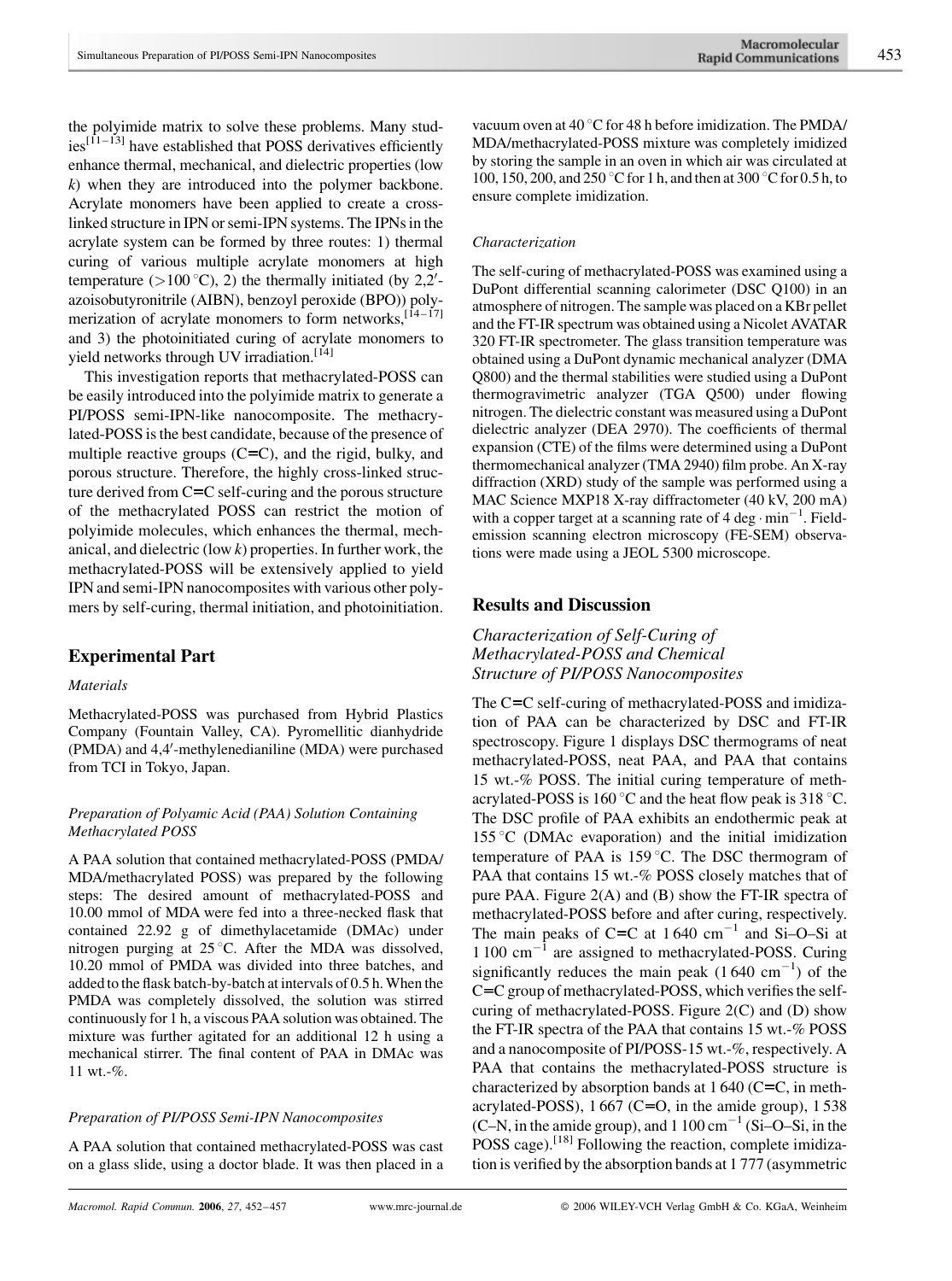the polyimide matrix to solve these problems. Many studies[11–13] have established that POSS derivatives efficiently enhance thermal, mechanical, and dielectric properties (low $k$) when they are introduced into the polymer backbone. Acrylate monomers have been applied to create a cross-linked structure in IPN or semi-IPN systems. The IPNs in the acrylate system can be formed by three routes: 1) thermal curing of various multiple acrylate monomers at high temperature (>100 °C), 2) the thermally initiated (by 2,2′-azoisobutyronitrile (AIBN), benzoyl peroxide (BPO)) polymerization of acrylate monomers to form networks,[14–17] and 3) the photoinitiated curing of acrylate monomers to yield networks through UV irradiation.[14]

This investigation reports that methacrylated-POSS can be easily introduced into the polyimide matrix to generate a PI/POSS semi-IPN-like nanocomposite. The methacrylated-POSS is the best candidate, because of the presence of multiple reactive groups (C=C), and the rigid, bulky, and porous structure. Therefore, the highly cross-linked structure derived from C=C self-curing and the porous structure of the methacrylated POSS can restrict the motion of polyimide molecules, which enhances the thermal, mechanical, and dielectric (low $k$) properties. In further work, the methacrylated-POSS will be extensively applied to yield IPN and semi-IPN nanocomposites with various other polymers by self-curing, thermal initiation, and photoinitiation.

## Experimental Part

### *Materials*

Methacrylated-POSS was purchased from Hybrid Plastics Company (Fountain Valley, CA). Pyromellitic dianhydride (PMDA) and 4,4′-methylenedianiline (MDA) were purchased from TCI in Tokyo, Japan.

### *Preparation of Polyamic Acid (PAA) Solution Containing Methacrylated POSS*

A PAA solution that contained methacrylated-POSS (PMDA/MDA/methacrylated POSS) was prepared by the following steps: The desired amount of methacrylated-POSS and 10.00 mmol of MDA were fed into a three-necked flask that contained 22.92 g of dimethylacetamide (DMAc) under nitrogen purging at 25 °C. After the MDA was dissolved, 10.20 mmol of PMDA was divided into three batches, and added to the flask batch-by-batch at intervals of 0.5 h. When the PMDA was completely dissolved, the solution was stirred continuously for 1 h, a viscous PAA solution was obtained. The mixture was further agitated for an additional 12 h using a mechanical stirrer. The final content of PAA in DMAc was 11 wt.-%.

### *Preparation of PI/POSS Semi-IPN Nanocomposites*

A PAA solution that contained methacrylated-POSS was cast on a glass slide, using a doctor blade. It was then placed in a vacuum oven at 40 °C for 48 h before imidization. The PMDA/MDA/methacrylated-POSS mixture was completely imidized by storing the sample in an oven in which air was circulated at 100, 150, 200, and 250 °C for 1 h, and then at 300 °C for 0.5 h, to ensure complete imidization.

### *Characterization*

The self-curing of methacrylated-POSS was examined using a DuPont differential scanning calorimeter (DSC Q100) in an atmosphere of nitrogen. The sample was placed on a KBr pellet and the FT-IR spectrum was obtained using a Nicolet AVATAR 320 FT-IR spectrometer. The glass transition temperature was obtained using a DuPont dynamic mechanical analyzer (DMA Q800) and the thermal stabilities were studied using a DuPont thermogravimetric analyzer (TGA Q500) under flowing nitrogen. The dielectric constant was measured using a DuPont dielectric analyzer (DEA 2970). The coefficients of thermal expansion (CTE) of the films were determined using a DuPont thermomechanical analyzer (TMA 2940) film probe. An X-ray diffraction (XRD) study of the sample was performed using a MAC Science MXP18 X-ray diffractometer (40 kV, 200 mA) with a copper target at a scanning rate of 4 deg · min$^{-1}$. Field-emission scanning electron microscopy (FE-SEM) observations were made using a JEOL 5300 microscope.

## Results and Discussion

### *Characterization of Self-Curing of Methacrylated-POSS and Chemical Structure of PI/POSS Nanocomposites*

The C=C self-curing of methacrylated-POSS and imidization of PAA can be characterized by DSC and FT-IR spectroscopy. Figure 1 displays DSC thermograms of neat methacrylated-POSS, neat PAA, and PAA that contains 15 wt.-% POSS. The initial curing temperature of methacrylated-POSS is 160 °C and the heat flow peak is 318 °C. The DSC profile of PAA exhibits an endothermic peak at 155 °C (DMAc evaporation) and the initial imidization temperature of PAA is 159 °C. The DSC thermogram of PAA that contains 15 wt.-% POSS closely matches that of pure PAA. Figure 2(A) and (B) show the FT-IR spectra of methacrylated-POSS before and after curing, respectively. The main peaks of C=C at 1 640 cm$^{-1}$ and Si–O–Si at 1 100 cm$^{-1}$ are assigned to methacrylated-POSS. Curing significantly reduces the main peak (1 640 cm$^{-1}$) of the C=C group of methacrylated-POSS, which verifies the self-curing of methacrylated-POSS. Figure 2(C) and (D) show the FT-IR spectra of the PAA that contains 15 wt.-% POSS and a nanocomposite of PI/POSS-15 wt.-%, respectively. A PAA that contains the methacrylated-POSS structure is characterized by absorption bands at 1 640 (C=C, in methacrylated-POSS), 1 667 (C=O, in the amide group), 1 538 (C–N, in the amide group), and 1 100 cm$^{-1}$ (Si–O–Si, in the POSS cage).[18] Following the reaction, complete imidization is verified by the absorption bands at 1 777 (asymmetric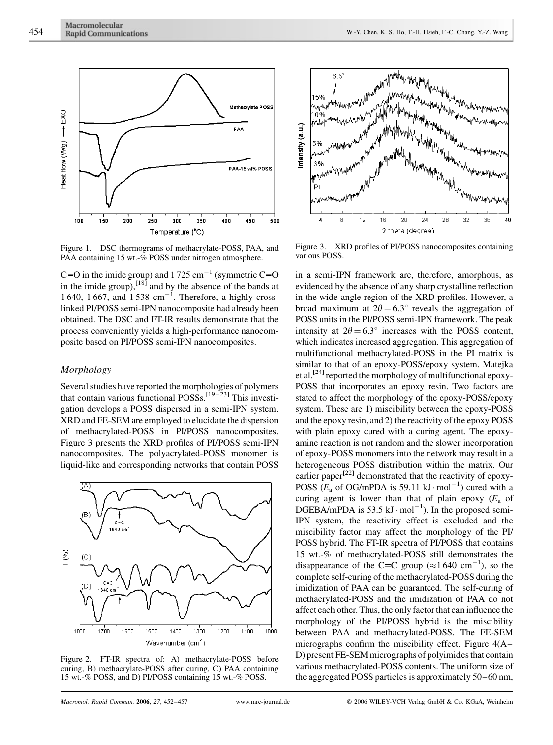Figure 1. DSC thermograms of methacrylate-POSS, PAA, and PAA containing 15 wt.-% POSS under nitrogen atmosphere.

C=O in the imide group) and 1 725 $cm^{-1}$ (symmetric C=O in the imide group),[18] and by the absence of the bands at 1 640, 1 667, and 1 538 $cm^{-1}$. Therefore, a highly cross-linked PI/POSS semi-IPN nanocomposite had already been obtained. The DSC and FT-IR results demonstrate that the process conveniently yields a high-performance nanocomposite based on PI/POSS semi-IPN nanocomposites.

## Morphology

Several studies have reported the morphologies of polymers that contain various functional POSSs.[19–23] This investigation develops a POSS dispersed in a semi-IPN system. XRD and FE-SEM are employed to elucidate the dispersion of methacrylated-POSS in PI/POSS nanocomposites. Figure 3 presents the XRD profiles of PI/POSS semi-IPN nanocomposites. The polyacrylated-POSS monomer is liquid-like and corresponding networks that contain POSS in a semi-IPN framework are, therefore, amorphous, as evidenced by the absence of any sharp crystalline reflection in the wide-angle region of the XRD profiles. However, a broad maximum at $2\theta = 6.3°$ reveals the aggregation of POSS units in the PI/POSS semi-IPN framework. The peak intensity at $2\theta = 6.3°$ increases with the POSS content, which indicates increased aggregation. This aggregation of multifunctional methacrylated-POSS in the PI matrix is similar to that of an epoxy-POSS/epoxy system. Matejka et al.[24] reported the morphology of multifunctional epoxy-POSS that incorporates an epoxy resin. Two factors are stated to affect the morphology of the epoxy-POSS/epoxy system. These are 1) miscibility between the epoxy-POSS and the epoxy resin, and 2) the reactivity of the epoxy POSS with plain epoxy cured with a curing agent. The epoxy-amine reaction is not random and the slower incorporation of epoxy-POSS monomers into the network may result in a heterogeneous POSS distribution within the matrix. Our earlier paper[22] demonstrated that the reactivity of epoxy-POSS ($E_a$ of OG/mPDA is 59.11 $kJ \cdot mol^{-1}$) cured with a curing agent is lower than that of plain epoxy ($E_a$ of DGEBA/mPDA is 53.5 $kJ \cdot mol^{-1}$). In the proposed semi-IPN system, the reactivity effect is excluded and the miscibility factor may affect the morphology of the PI/POSS hybrid. The FT-IR spectra of PI/POSS that contains 15 wt.-% of methacrylated-POSS still demonstrates the disappearance of the C=C group ($\approx$1 640 $cm^{-1}$), so the complete self-curing of the methacrylated-POSS during the imidization of PAA can be guaranteed. The self-curing of methacrylated-POSS and the imidization of PAA do not affect each other. Thus, the only factor that can influence the morphology of the PI/POSS hybrid is the miscibility between PAA and methacrylated-POSS. The FE-SEM micrographs confirm the miscibility effect. Figure 4(A–D) present FE-SEM micrographs of polyimides that contain various methacrylated-POSS contents. The uniform size of the aggregated POSS particles is approximately 50–60 nm,

Figure 2. FT-IR spectra of: A) methacrylate-POSS before curing, B) methacrylate-POSS after curing, C) PAA containing 15 wt.-% POSS, and D) PI/POSS containing 15 wt.-% POSS.

Figure 3. XRD profiles of PI/POSS nanocomposites containing various POSS.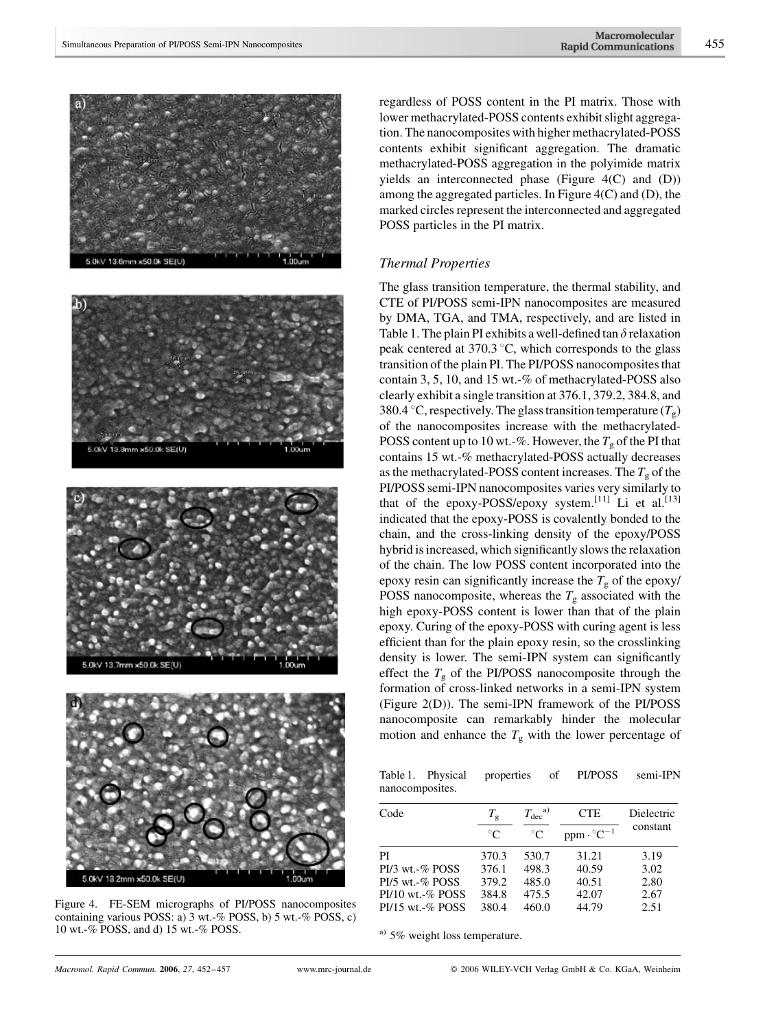regardless of POSS content in the PI matrix. Those with lower methacrylated-POSS contents exhibit slight aggregation. The nanocomposites with higher methacrylated-POSS contents exhibit significant aggregation. The dramatic methacrylated-POSS aggregation in the polyimide matrix yields an interconnected phase (Figure 4(C) and (D)) among the aggregated particles. In Figure 4(C) and (D), the marked circles represent the interconnected and aggregated POSS particles in the PI matrix.

### Thermal Properties

The glass transition temperature, the thermal stability, and CTE of PI/POSS semi-IPN nanocomposites are measured by DMA, TGA, and TMA, respectively, and are listed in Table 1. The plain PI exhibits a well-defined tan $\delta$ relaxation peak centered at 370.3 °C, which corresponds to the glass transition of the plain PI. The PI/POSS nanocomposites that contain 3, 5, 10, and 15 wt.-% of methacrylated-POSS also clearly exhibit a single transition at 376.1, 379.2, 384.8, and 380.4 °C, respectively. The glass transition temperature ($T_g$) of the nanocomposites increase with the methacrylated-POSS content up to 10 wt.-%. However, the $T_g$ of the PI that contains 15 wt.-% methacrylated-POSS actually decreases as the methacrylated-POSS content increases. The $T_g$ of the PI/POSS semi-IPN nanocomposites varies very similarly to that of the epoxy-POSS/epoxy system.[11] Li et al.[13] indicated that the epoxy-POSS is covalently bonded to the chain, and the cross-linking density of the epoxy/POSS hybrid is increased, which significantly slows the relaxation of the chain. The low POSS content incorporated into the epoxy resin can significantly increase the $T_g$ of the epoxy/POSS nanocomposite, whereas the $T_g$ associated with the high epoxy-POSS content is lower than that of the plain epoxy. Curing of the epoxy-POSS with curing agent is less efficient than for the plain epoxy resin, so the crosslinking density is lower. The semi-IPN system can significantly effect the $T_g$ of the PI/POSS nanocomposite through the formation of cross-linked networks in a semi-IPN system (Figure 2(D)). The semi-IPN framework of the PI/POSS nanocomposite can remarkably hinder the molecular motion and enhance the $T_g$ with the lower percentage of

Figure 4. FE-SEM micrographs of PI/POSS nanocomposites containing various POSS: a) 3 wt.-% POSS, b) 5 wt.-% POSS, c) 10 wt.-% POSS, and d) 15 wt.-% POSS.

Table 1. Physical properties of PI/POSS semi-IPN nanocomposites.

| Code | $T_g$ | $T_{dec}$ [a] | CTE | Dielectric constant |
|---|---|---|---|---|
| | °C | °C | ppm · °C$^{-1}$ | |
| PI | 370.3 | 530.7 | 31.21 | 3.19 |
| PI/3 wt.-% POSS | 376.1 | 498.3 | 40.59 | 3.02 |
| PI/5 wt.-% POSS | 379.2 | 485.0 | 40.51 | 2.80 |
| PI/10 wt.-% POSS | 384.8 | 475.5 | 42.07 | 2.67 |
| PI/15 wt.-% POSS | 380.4 | 460.0 | 44.79 | 2.51 |

[a] 5% weight loss temperature.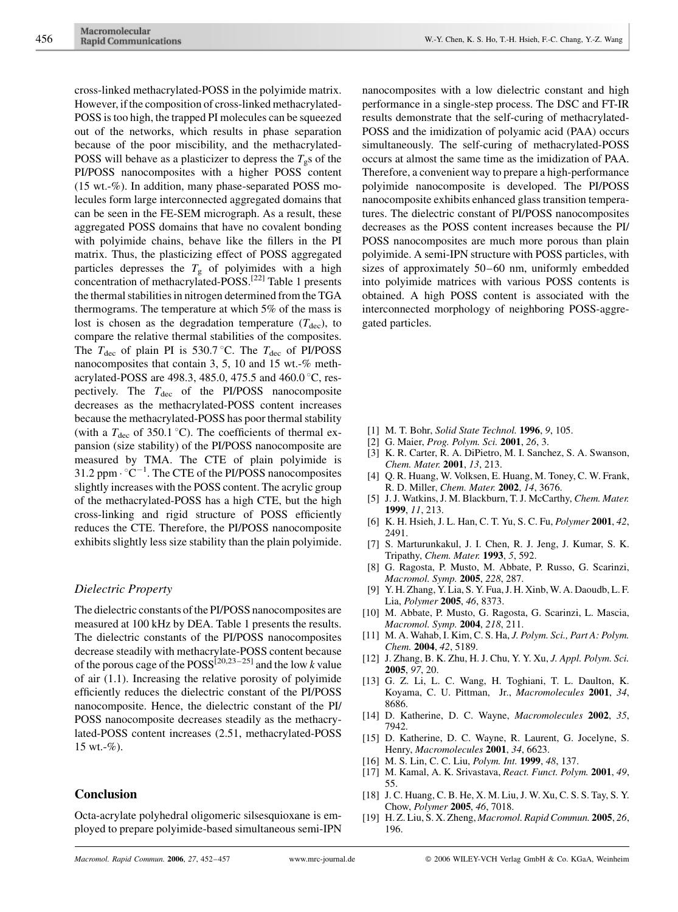cross-linked methacrylated-POSS in the polyimide matrix. However, if the composition of cross-linked methacrylated-POSS is too high, the trapped PI molecules can be squeezed out of the networks, which results in phase separation because of the poor miscibility, and the methacrylated-POSS will behave as a plasticizer to depress the $T_g$s of the PI/POSS nanocomposites with a higher POSS content (15 wt.-%). In addition, many phase-separated POSS molecules form large interconnected aggregated domains that can be seen in the FE-SEM micrograph. As a result, these aggregated POSS domains that have no covalent bonding with polyimide chains, behave like the fillers in the PI matrix. Thus, the plasticizing effect of POSS aggregated particles depresses the $T_g$ of polyimides with a high concentration of methacrylated-POSS.[22] Table 1 presents the thermal stabilities in nitrogen determined from the TGA thermograms. The temperature at which 5% of the mass is lost is chosen as the degradation temperature ($T_{dec}$), to compare the relative thermal stabilities of the composites. The $T_{dec}$ of plain PI is 530.7 °C. The $T_{dec}$ of PI/POSS nanocomposites that contain 3, 5, 10 and 15 wt.-% methacrylated-POSS are 498.3, 485.0, 475.5 and 460.0 °C, respectively. The $T_{dec}$ of the PI/POSS nanocomposite decreases as the methacrylated-POSS content increases because the methacrylated-POSS has poor thermal stability (with a $T_{dec}$ of 350.1 °C). The coefficients of thermal expansion (size stability) of the PI/POSS nanocomposite are measured by TMA. The CTE of plain polyimide is 31.2 ppm $\cdot$ °C$^{-1}$. The CTE of the PI/POSS nanocomposites slightly increases with the POSS content. The acrylic group of the methacrylated-POSS has a high CTE, but the high cross-linking and rigid structure of POSS efficiently reduces the CTE. Therefore, the PI/POSS nanocomposite exhibits slightly less size stability than the plain polyimide.

### *Dielectric Property*

The dielectric constants of the PI/POSS nanocomposites are measured at 100 kHz by DEA. Table 1 presents the results. The dielectric constants of the PI/POSS nanocomposites decrease steadily with methacrylate-POSS content because of the porous cage of the POSS[20,23–25] and the low *k* value of air (1.1). Increasing the relative porosity of polyimide efficiently reduces the dielectric constant of the PI/POSS nanocomposite. Hence, the dielectric constant of the PI/POSS nanocomposite decreases steadily as the methacrylated-POSS content increases (2.51, methacrylated-POSS 15 wt.-%).

## Conclusion

Octa-acrylate polyhedral oligomeric silsesquioxane is employed to prepare polyimide-based simultaneous semi-IPN nanocomposites with a low dielectric constant and high performance in a single-step process. The DSC and FT-IR results demonstrate that the self-curing of methacrylated-POSS and the imidization of polyamic acid (PAA) occurs simultaneously. The self-curing of methacrylated-POSS occurs at almost the same time as the imidization of PAA. Therefore, a convenient way to prepare a high-performance polyimide nanocomposite is developed. The PI/POSS nanocomposite exhibits enhanced glass transition temperatures. The dielectric constant of PI/POSS nanocomposites decreases as the POSS content increases because the PI/POSS nanocomposites are much more porous than plain polyimide. A semi-IPN structure with POSS particles, with sizes of approximately 50–60 nm, uniformly embedded into polyimide matrices with various POSS contents is obtained. A high POSS content is associated with the interconnected morphology of neighboring POSS-aggregated particles.

[1] M. T. Bohr, *Solid State Technol.* **1996**, *9*, 105.
[2] G. Maier, *Prog. Polym. Sci.* **2001**, *26*, 3.
[3] K. R. Carter, R. A. DiPietro, M. I. Sanchez, S. A. Swanson, *Chem. Mater.* **2001**, *13*, 213.
[4] Q. R. Huang, W. Volksen, E. Huang, M. Toney, C. W. Frank, R. D. Miller, *Chem. Mater.* **2002**, *14*, 3676.
[5] J. J. Watkins, J. M. Blackburn, T. J. McCarthy, *Chem. Mater.* **1999**, *11*, 213.
[6] K. H. Hsieh, J. L. Han, C. T. Yu, S. C. Fu, *Polymer* **2001**, *42*, 2491.
[7] S. Marturunkakul, J. I. Chen, R. J. Jeng, J. Kumar, S. K. Tripathy, *Chem. Mater.* **1993**, *5*, 592.
[8] G. Ragosta, P. Musto, M. Abbate, P. Russo, G. Scarinzi, *Macromol. Symp.* **2005**, *228*, 287.
[9] Y. H. Zhang, Y. Lia, S. Y. Fua, J. H. Xinb, W. A. Daoudb, L. F. Lia, *Polymer* **2005**, *46*, 8373.
[10] M. Abbate, P. Musto, G. Ragosta, G. Scarinzi, L. Mascia, *Macromol. Symp.* **2004**, *218*, 211.
[11] M. A. Wahab, I. Kim, C. S. Ha, *J. Polym. Sci., Part A: Polym. Chem.* **2004**, *42*, 5189.
[12] J. Zhang, B. K. Zhu, H. J. Chu, Y. Y. Xu, *J. Appl. Polym. Sci.* **2005**, *97*, 20.
[13] G. Z. Li, L. C. Wang, H. Toghiani, T. L. Daulton, K. Koyama, C. U. Pittman, Jr., *Macromolecules* **2001**, *34*, 8686.
[14] D. Katherine, D. C. Wayne, *Macromolecules* **2002**, *35*, 7942.
[15] D. Katherine, D. C. Wayne, R. Laurent, G. Jocelyne, S. Henry, *Macromolecules* **2001**, *34*, 6623.
[16] M. S. Lin, C. C. Liu, *Polym. Int.* **1999**, *48*, 137.
[17] M. Kamal, A. K. Srivastava, *React. Funct. Polym.* **2001**, *49*, 55.
[18] J. C. Huang, C. B. He, X. M. Liu, J. W. Xu, C. S. S. Tay, S. Y. Chow, *Polymer* **2005**, *46*, 7018.
[19] H. Z. Liu, S. X. Zheng, *Macromol. Rapid Commun.* **2005**, *26*, 196.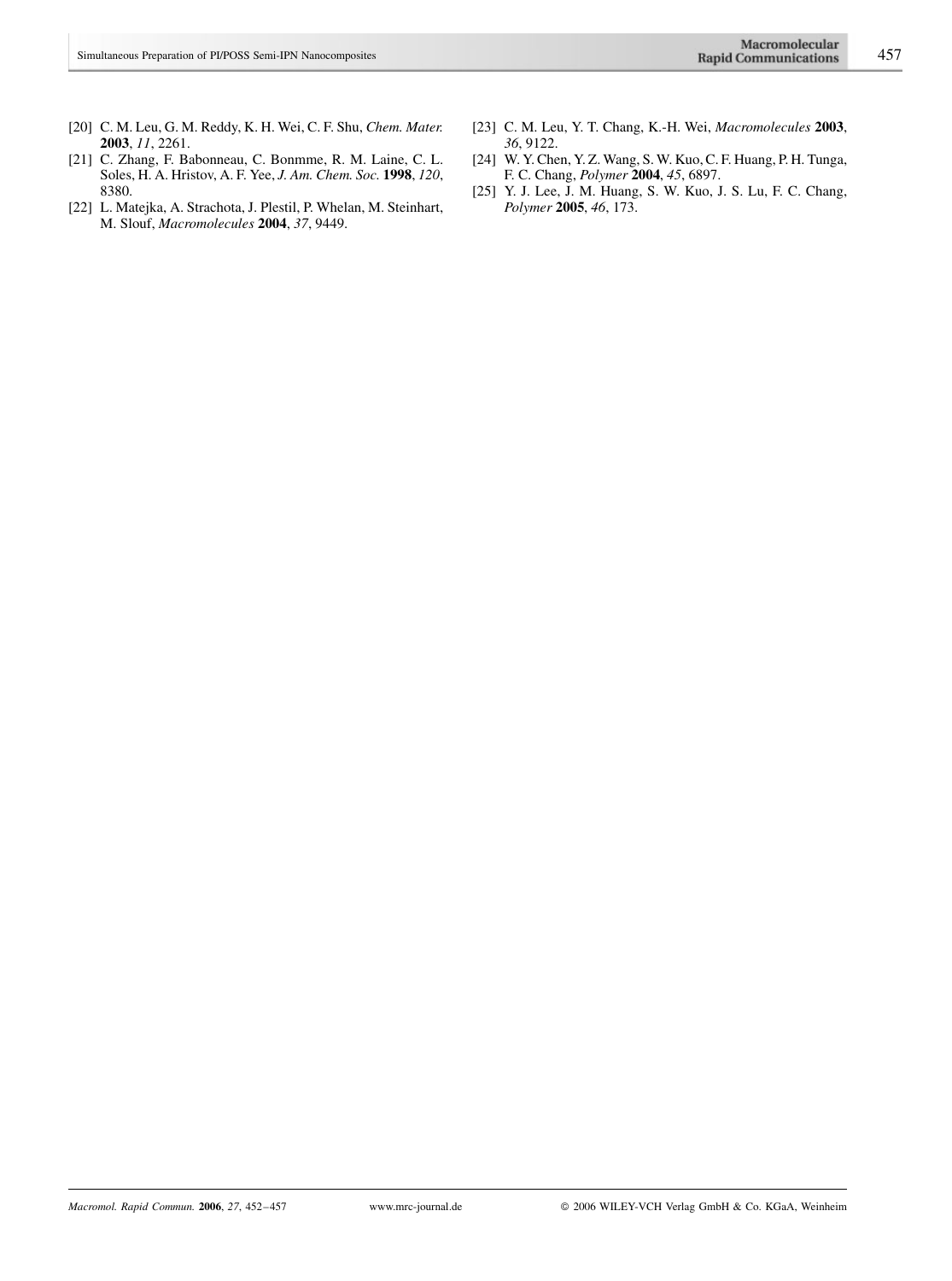[20] C. M. Leu, G. M. Reddy, K. H. Wei, C. F. Shu, *Chem. Mater.* **2003**, *11*, 2261.

[21] C. Zhang, F. Babonneau, C. Bonmme, R. M. Laine, C. L. Soles, H. A. Hristov, A. F. Yee, *J. Am. Chem. Soc.* **1998**, *120*, 8380.

[22] L. Matejka, A. Strachota, J. Plestil, P. Whelan, M. Steinhart, M. Slouf, *Macromolecules* **2004**, *37*, 9449.

[23] C. M. Leu, Y. T. Chang, K.-H. Wei, *Macromolecules* **2003**, *36*, 9122.

[24] W. Y. Chen, Y. Z. Wang, S. W. Kuo, C. F. Huang, P. H. Tunga, F. C. Chang, *Polymer* **2004**, *45*, 6897.

[25] Y. J. Lee, J. M. Huang, S. W. Kuo, J. S. Lu, F. C. Chang, *Polymer* **2005**, *46*, 173.